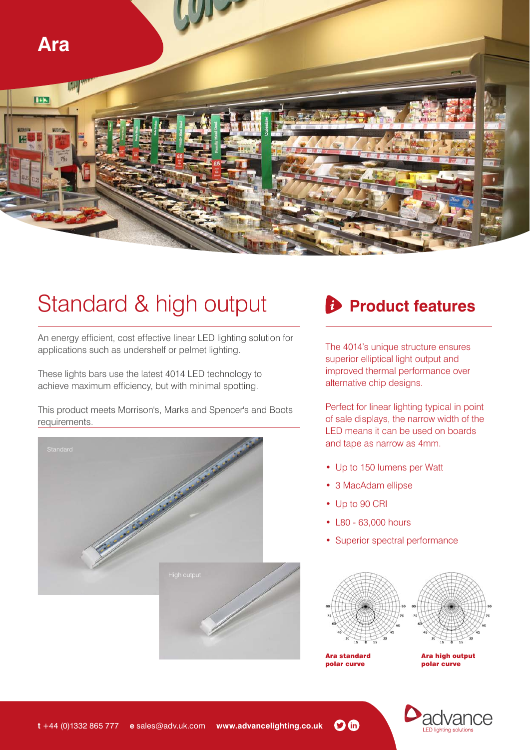# Ara

## Standard & high output

An energy efficient, cost effective linear LED lighting solution for applications such as undershelf or pelmet lighting.

These lights bars use the latest 4014 LED technology to achieve maximum efficiency, but with minimal spotting.

This product meets Morrison's, Marks and Spencer's and Boots requirements.

Standard

High output

## Product features

The 4014's unique structure ensures superior elliptical light output and improved thermal performance over alternative chip designs.

Perfect for linear lighting typical in point of sale displays, the narrow width of the LED means it can be used on boards and tape as narrow as 4mm.

- Up to 150 lumens per Watt
- 3 MacAdam ellipse
- Up to 90 CRI
- L80 - 63,000 hours
- Superior spectral performance

**Ara standard polar curve**

**Ara high output polar curve**

**t** +44 (0)1332 865 777 **e** sales@adv.uk.com **www.advancelighting.co.uk**

advance LED lighting solutions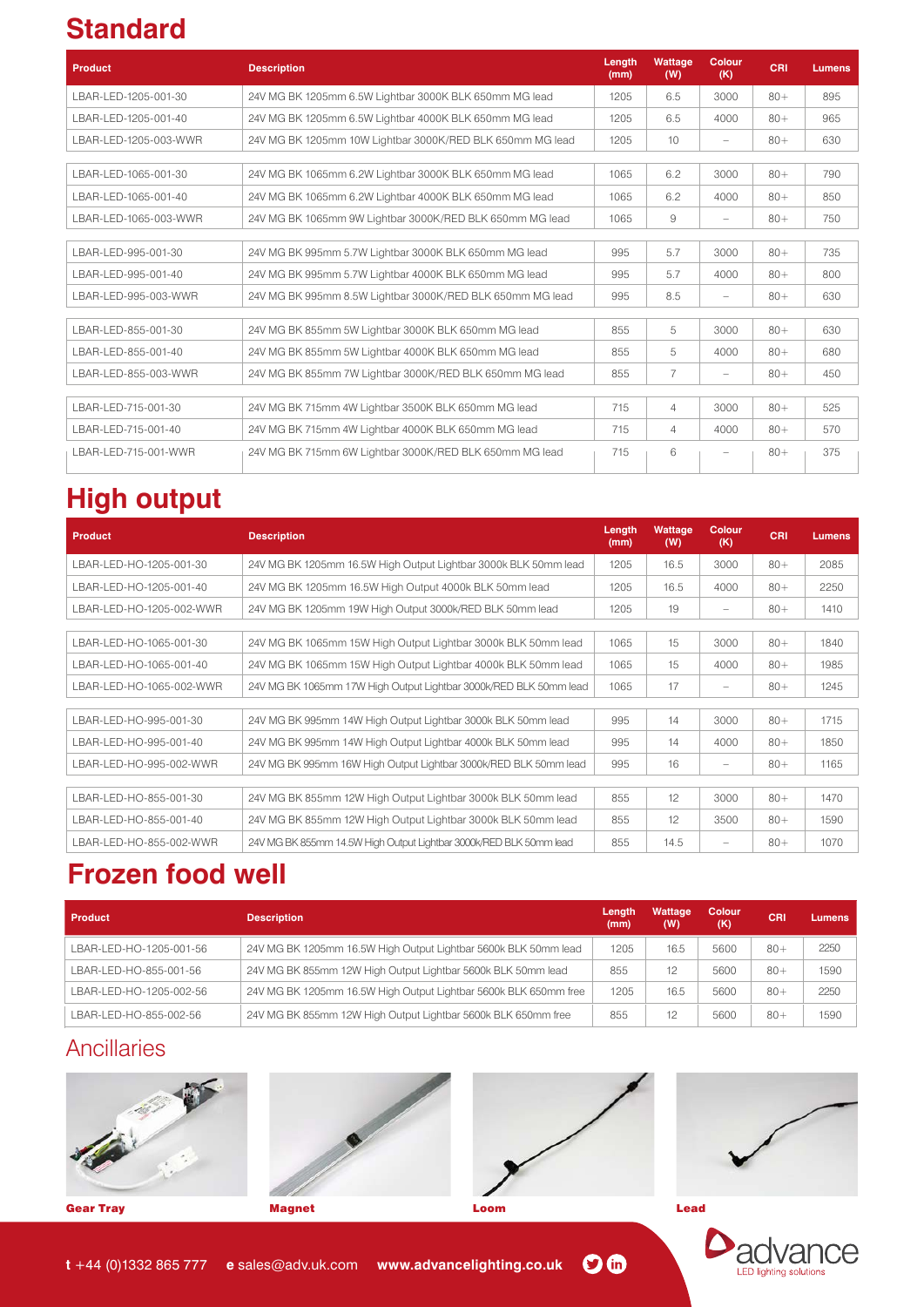# Standard

| Product | Description | Length (mm) | Wattage (W) | Colour (K) | CRI | Lumens |
|---|---|---|---|---|---|---|
| LBAR-LED-1205-001-30 | 24V MG BK 1205mm 6.5W Lightbar 3000K BLK 650mm MG lead | 1205 | 6.5 | 3000 | 80+ | 895 |
| LBAR-LED-1205-001-40 | 24V MG BK 1205mm 6.5W Lightbar 4000K BLK 650mm MG lead | 1205 | 6.5 | 4000 | 80+ | 965 |
| LBAR-LED-1205-003-WWR | 24V MG BK 1205mm 10W Lightbar 3000K/RED BLK 650mm MG lead | 1205 | 10 | – | 80+ | 630 |
| LBAR-LED-1065-001-30 | 24V MG BK 1065mm 6.2W Lightbar 3000K BLK 650mm MG lead | 1065 | 6.2 | 3000 | 80+ | 790 |
| LBAR-LED-1065-001-40 | 24V MG BK 1065mm 6.2W Lightbar 4000K BLK 650mm MG lead | 1065 | 6.2 | 4000 | 80+ | 850 |
| LBAR-LED-1065-003-WWR | 24V MG BK 1065mm 9W Lightbar 3000K/RED BLK 650mm MG lead | 1065 | 9 | – | 80+ | 750 |
| LBAR-LED-995-001-30 | 24V MG BK 995mm 5.7W Lightbar 3000K BLK 650mm MG lead | 995 | 5.7 | 3000 | 80+ | 735 |
| LBAR-LED-995-001-40 | 24V MG BK 995mm 5.7W Lightbar 4000K BLK 650mm MG lead | 995 | 5.7 | 4000 | 80+ | 800 |
| LBAR-LED-995-003-WWR | 24V MG BK 995mm 8.5W Lightbar 3000K/RED BLK 650mm MG lead | 995 | 8.5 | – | 80+ | 630 |
| LBAR-LED-855-001-30 | 24V MG BK 855mm 5W Lightbar 3000K BLK 650mm MG lead | 855 | 5 | 3000 | 80+ | 630 |
| LBAR-LED-855-001-40 | 24V MG BK 855mm 5W Lightbar 4000K BLK 650mm MG lead | 855 | 5 | 4000 | 80+ | 680 |
| LBAR-LED-855-003-WWR | 24V MG BK 855mm 7W Lightbar 3000K/RED BLK 650mm MG lead | 855 | 7 | – | 80+ | 450 |
| LBAR-LED-715-001-30 | 24V MG BK 715mm 4W Lightbar 3500K BLK 650mm MG lead | 715 | 4 | 3000 | 80+ | 525 |
| LBAR-LED-715-001-40 | 24V MG BK 715mm 4W Lightbar 4000K BLK 650mm MG lead | 715 | 4 | 4000 | 80+ | 570 |
| LBAR-LED-715-001-WWR | 24V MG BK 715mm 6W Lightbar 3000K/RED BLK 650mm MG lead | 715 | 6 | – | 80+ | 375 |

# High output

| Product | Description | Length (mm) | Wattage (W) | Colour (K) | CRI | Lumens |
|---|---|---|---|---|---|---|
| LBAR-LED-HO-1205-001-30 | 24V MG BK 1205mm 16.5W High Output Lightbar 3000k BLK 50mm lead | 1205 | 16.5 | 3000 | 80+ | 2085 |
| LBAR-LED-HO-1205-001-40 | 24V MG BK 1205mm 16.5W High Output 4000k BLK 50mm lead | 1205 | 16.5 | 4000 | 80+ | 2250 |
| LBAR-LED-HO-1205-002-WWR | 24V MG BK 1205mm 19W High Output 3000k/RED BLK 50mm lead | 1205 | 19 | – | 80+ | 1410 |
| LBAR-LED-HO-1065-001-30 | 24V MG BK 1065mm 15W High Output Lightbar 3000k BLK 50mm lead | 1065 | 15 | 3000 | 80+ | 1840 |
| LBAR-LED-HO-1065-001-40 | 24V MG BK 1065mm 15W High Output Lightbar 4000k BLK 50mm lead | 1065 | 15 | 4000 | 80+ | 1985 |
| LBAR-LED-HO-1065-002-WWR | 24V MG BK 1065mm 17W High Output Lightbar 3000k/RED BLK 50mm lead | 1065 | 17 | – | 80+ | 1245 |
| LBAR-LED-HO-995-001-30 | 24V MG BK 995mm 14W High Output Lightbar 3000k BLK 50mm lead | 995 | 14 | 3000 | 80+ | 1715 |
| LBAR-LED-HO-995-001-40 | 24V MG BK 995mm 14W High Output Lightbar 4000k BLK 50mm lead | 995 | 14 | 4000 | 80+ | 1850 |
| LBAR-LED-HO-995-002-WWR | 24V MG BK 995mm 16W High Output Lightbar 3000k/RED BLK 50mm lead | 995 | 16 | – | 80+ | 1165 |
| LBAR-LED-HO-855-001-30 | 24V MG BK 855mm 12W High Output Lightbar 3000k BLK 50mm lead | 855 | 12 | 3000 | 80+ | 1470 |
| LBAR-LED-HO-855-001-40 | 24V MG BK 855mm 12W High Output Lightbar 3000k BLK 50mm lead | 855 | 12 | 3500 | 80+ | 1590 |
| LBAR-LED-HO-855-002-WWR | 24V MG BK 855mm 14.5W High Output Lightbar 3000k/RED BLK 50mm lead | 855 | 14.5 | – | 80+ | 1070 |

# Frozen food well

| Product | Description | Length (mm) | Wattage (W) | Colour (K) | CRI | Lumens |
|---|---|---|---|---|---|---|
| LBAR-LED-HO-1205-001-56 | 24V MG BK 1205mm 16.5W High Output Lightbar 5600k BLK 50mm lead | 1205 | 16.5 | 5600 | 80+ | 2250 |
| LBAR-LED-HO-855-001-56 | 24V MG BK 855mm 12W High Output Lightbar 5600k BLK 50mm lead | 855 | 12 | 5600 | 80+ | 1590 |
| LBAR-LED-HO-1205-002-56 | 24V MG BK 1205mm 16.5W High Output Lightbar 5600k BLK 650mm free | 1205 | 16.5 | 5600 | 80+ | 2250 |
| LBAR-LED-HO-855-002-56 | 24V MG BK 855mm 12W High Output Lightbar 5600k BLK 650mm free | 855 | 12 | 5600 | 80+ | 1590 |

# Ancillaries

**Gear Tray**

**Magnet**

**Loom**

**Lead**

**t** +44 (0)1332 865 777 **e** sales@adv.uk.com **www.advancelighting.co.uk**

advance LED lighting solutions